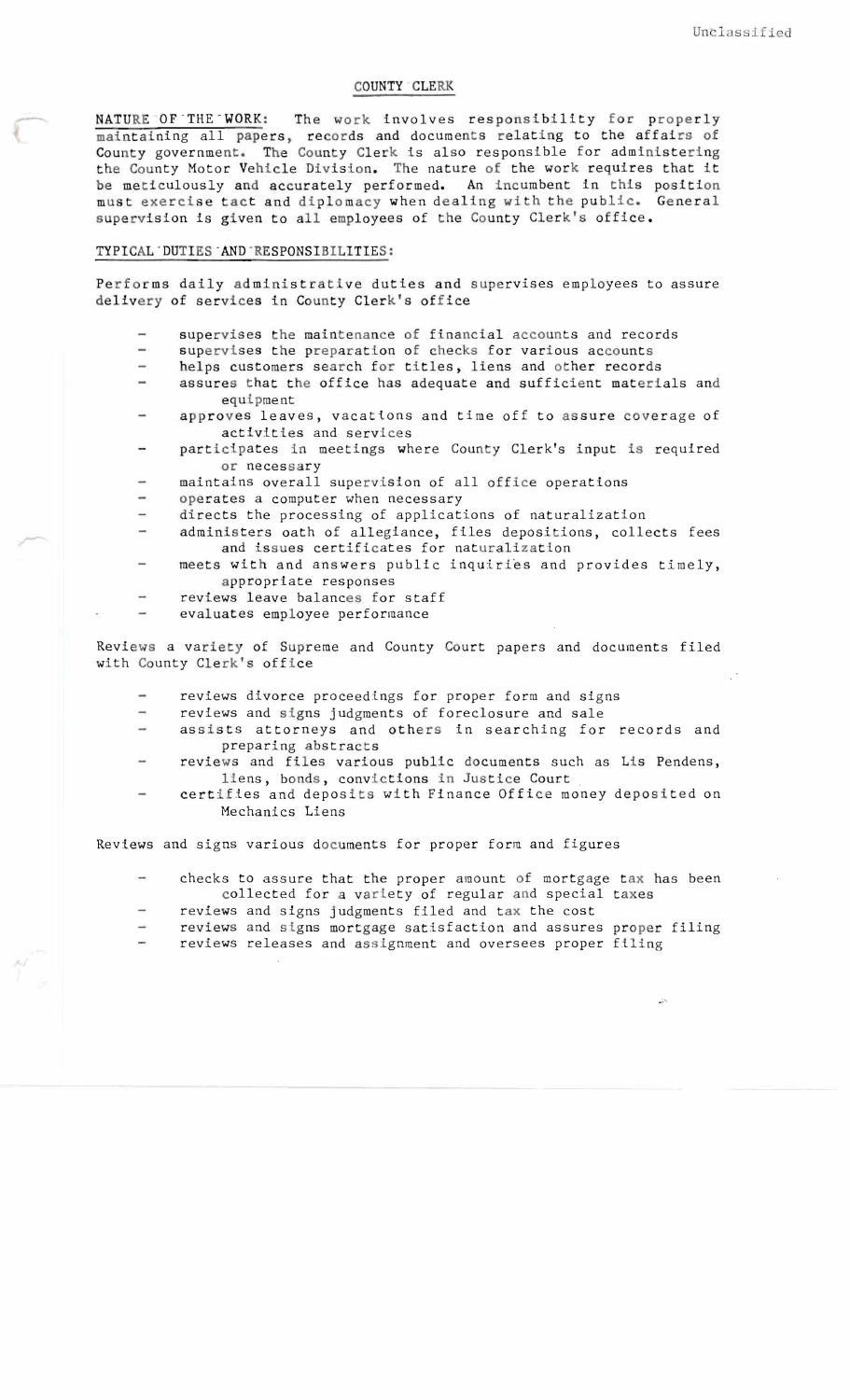Unclassified

# COUNTY CLERK

**NATURE OF THE WORK:** The work involves responsibility for properly maintaining all papers, records and documents relating to the affairs of County government. The County Clerk is also responsible for administering the County Motor Vehicle Division. The nature of the work requires that it be meticulously and accurately performed. An incumbent in this position must exercise tact and diplomacy when dealing with the public. General supervision is given to all employees of the County Clerk's office.

## TYPICAL DUTIES AND RESPONSIBILITIES:

Performs daily administrative duties and supervises employees to assure delivery of services in County Clerk's office

- supervises the maintenance of financial accounts and records
- supervises the preparation of checks for various accounts
- helps customers search for titles, liens and other records
- assures that the office has adequate and sufficient materials and equipment
- approves leaves, vacations and time off to assure coverage of activities and services
- participates in meetings where County Clerk's input is required or necessary
- maintains overall supervision of all office operations
- operates a computer when necessary
- directs the processing of applications of naturalization
- administers oath of allegiance, files depositions, collects fees and issues certificates for naturalization
- meets with and answers public inquiries and provides timely, appropriate responses
- reviews leave balances for staff
- evaluates employee performance

Reviews a variety of Supreme and County Court papers and documents filed with County Clerk's office

- reviews divorce proceedings for proper form and signs
- reviews and signs judgments of foreclosure and sale
- assists attorneys and others in searching for records and preparing abstracts
- reviews and files various public documents such as Lis Pendens, liens, bonds, convictions in Justice Court
- certifies and deposits with Finance Office money deposited on Mechanics Liens

Reviews and signs various documents for proper form and figures

- checks to assure that the proper amount of mortgage tax has been collected for a variety of regular and special taxes
- reviews and signs judgments filed and tax the cost
- reviews and signs mortgage satisfaction and assures proper filing
- reviews releases and assignment and oversees proper filing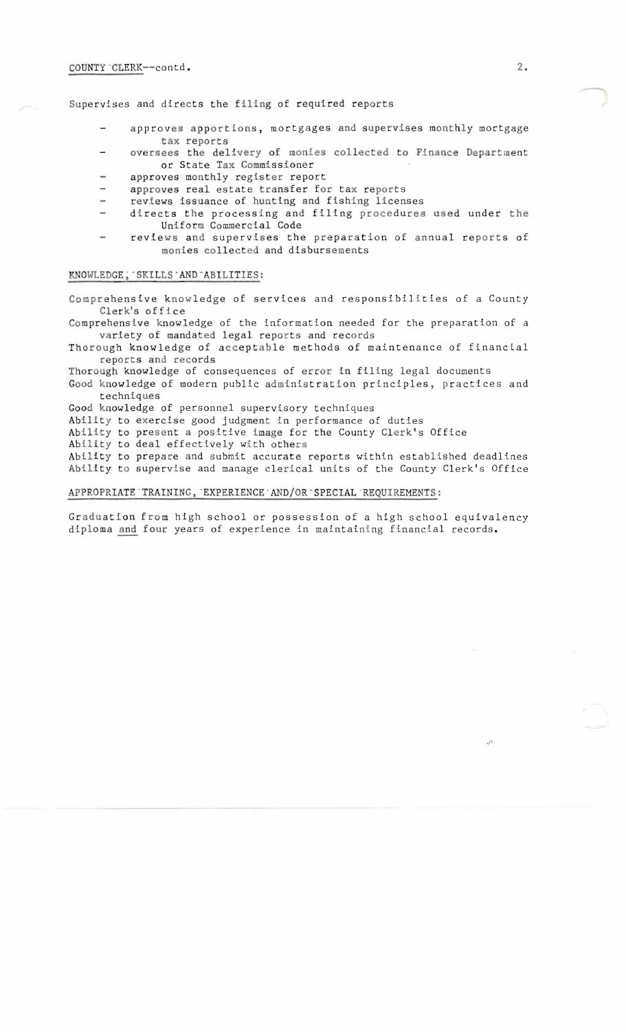Supervises and directs the filing of required reports

- approves apportions, mortgages and supervises monthly mortgage tax reports
- oversees the delivery of monies collected to Finance Department or State Tax Commissioner
- approves monthly register report
- approves real estate transfer for tax reports
- reviews issuance of hunting and fishing licenses
- directs the processing and filing procedures used under the Uniform Commercial Code
- reviews and supervises the preparation of annual reports of monies collected and disbursements

## KNOWLEDGE, SKILLS AND ABILITIES:

Comprehensive knowledge of services and responsibilities of a County Clerk's office
Comprehensive knowledge of the information needed for the preparation of a variety of mandated legal reports and records
Thorough knowledge of acceptable methods of maintenance of financial reports and records
Thorough knowledge of consequences of error in filing legal documents
Good knowledge of modern public administration principles, practices and techniques
Good knowledge of personnel supervisory techniques
Ability to exercise good judgment in performance of duties
Ability to present a positive image for the County Clerk's Office
Ability to deal effectively with others
Ability to prepare and submit accurate reports within established deadlines
Ability to supervise and manage clerical units of the County Clerk's Office

## APPROPRIATE TRAINING, EXPERIENCE AND/OR SPECIAL REQUIREMENTS:

Graduation from high school or possession of a high school equivalency diploma and four years of experience in maintaining financial records.